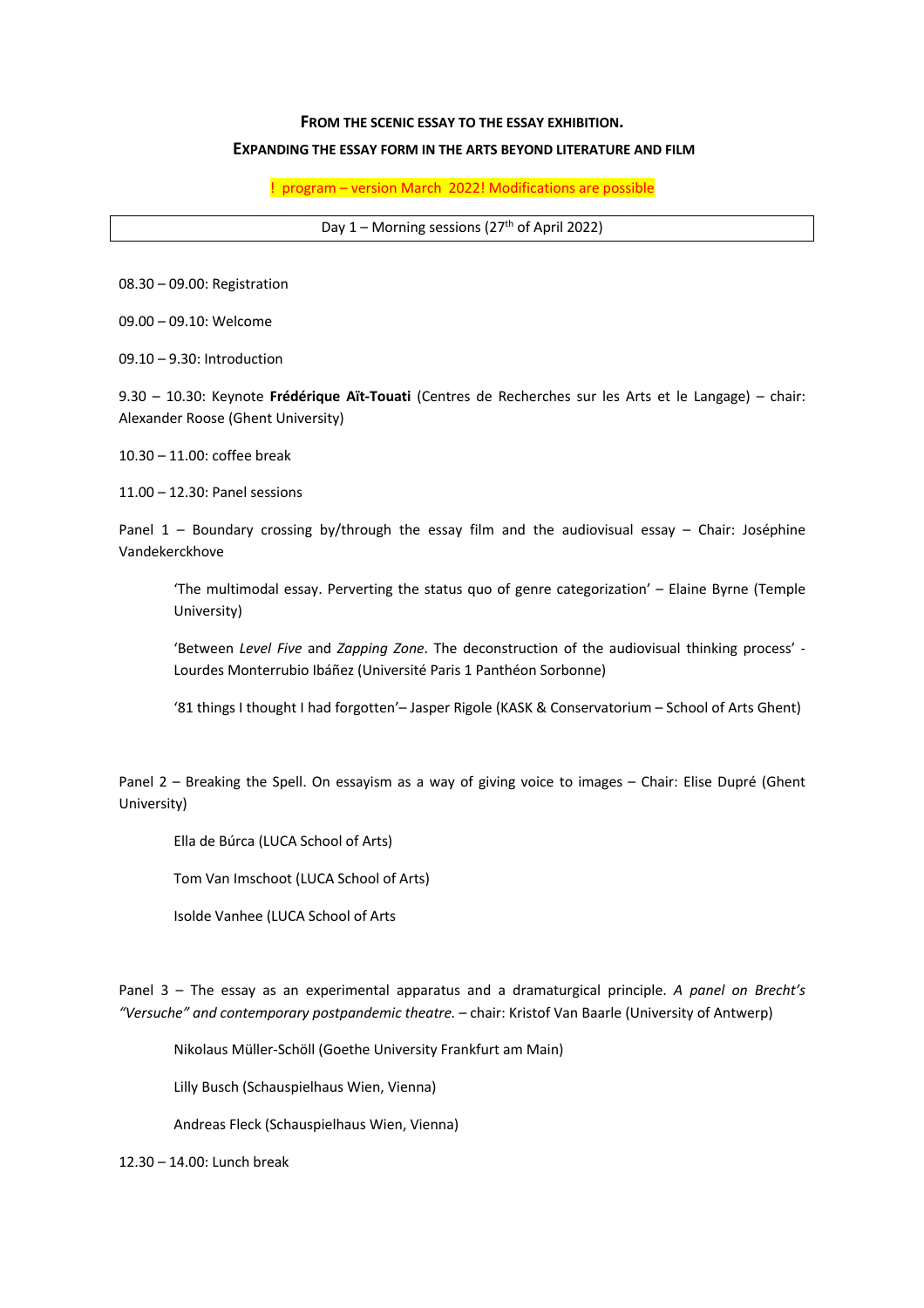# FROM THE SCENIC ESSAY TO THE ESSAY EXHIBITION.

## EXPANDING THE ESSAY FORM IN THE ARTS BEYOND LITERATURE AND FILM

! program – version March 2022! Modifications are possible

| Day 1 – Morning sessions (27th of April 2022) |
|---|

08.30 – 09.00: Registration

09.00 – 09.10: Welcome

09.10 – 9.30: Introduction

9.30 – 10.30: Keynote **Frédérique Aït-Touati** (Centres de Recherches sur les Arts et le Langage) – chair: Alexander Roose (Ghent University)

10.30 – 11.00: coffee break

11.00 – 12.30: Panel sessions

Panel 1 – Boundary crossing by/through the essay film and the audiovisual essay – Chair: Joséphine Vandekerckhove

> 'The multimodal essay. Perverting the status quo of genre categorization' – Elaine Byrne (Temple University)
>
> 'Between *Level Five* and *Zapping Zone*. The deconstruction of the audiovisual thinking process' - Lourdes Monterrubio Ibáñez (Université Paris 1 Panthéon Sorbonne)
>
> '81 things I thought I had forgotten'– Jasper Rigole (KASK & Conservatorium – School of Arts Ghent)

Panel 2 – Breaking the Spell. On essayism as a way of giving voice to images – Chair: Elise Dupré (Ghent University)

> Ella de Búrca (LUCA School of Arts)
>
> Tom Van Imschoot (LUCA School of Arts)
>
> Isolde Vanhee (LUCA School of Arts

Panel 3 – The essay as an experimental apparatus and a dramaturgical principle. *A panel on Brecht's "Versuche" and contemporary postpandemic theatre.* – chair: Kristof Van Baarle (University of Antwerp)

> Nikolaus Müller-Schöll (Goethe University Frankfurt am Main)
>
> Lilly Busch (Schauspielhaus Wien, Vienna)
>
> Andreas Fleck (Schauspielhaus Wien, Vienna)

12.30 – 14.00: Lunch break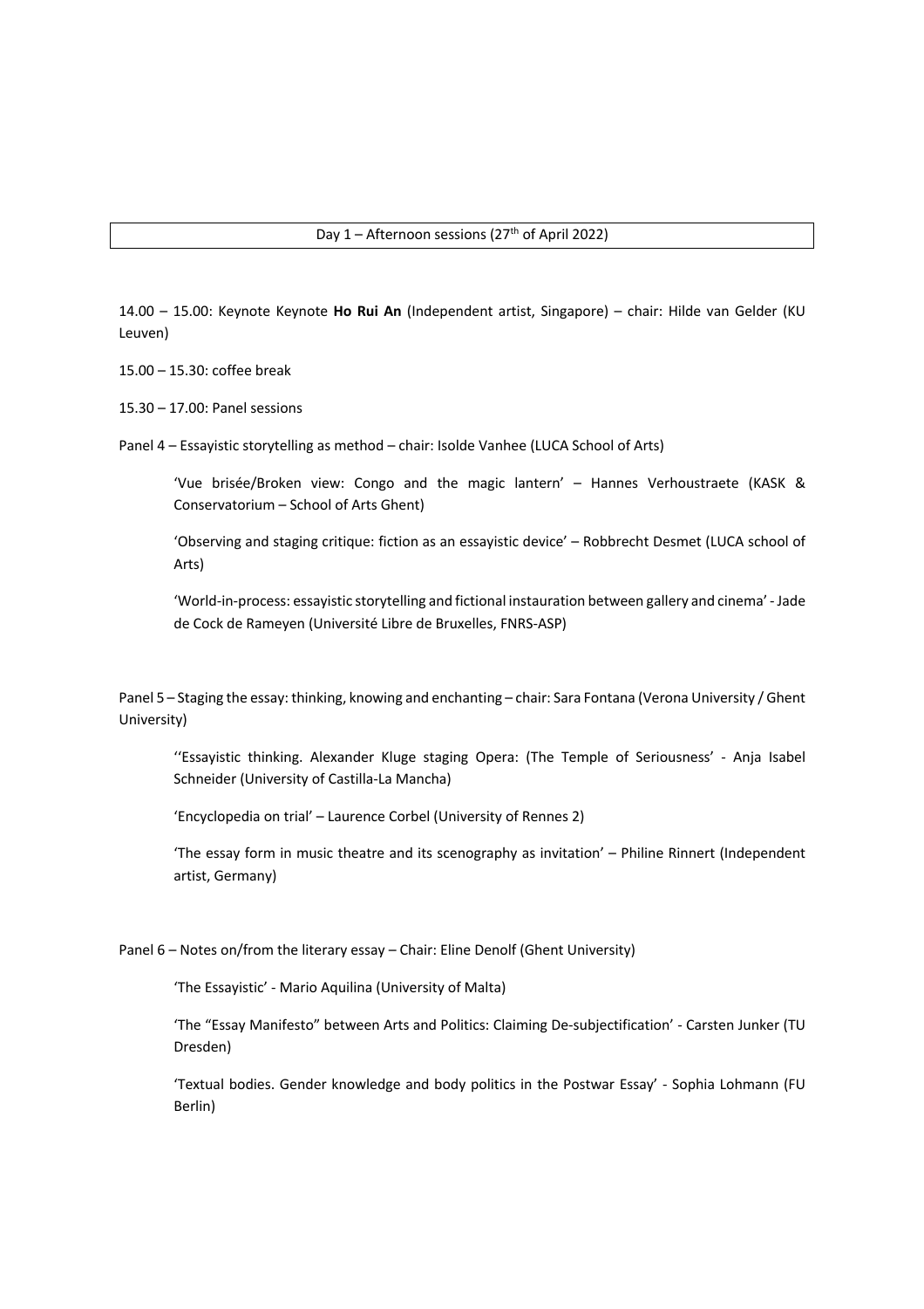## Day 1 – Afternoon sessions (27th of April 2022)

14.00 – 15.00: Keynote Keynote **Ho Rui An** (Independent artist, Singapore) – chair: Hilde van Gelder (KU Leuven)

15.00 – 15.30: coffee break

15.30 – 17.00: Panel sessions

Panel 4 – Essayistic storytelling as method – chair: Isolde Vanhee (LUCA School of Arts)

> 'Vue brisée/Broken view: Congo and the magic lantern' – Hannes Verhoustraete (KASK & Conservatorium – School of Arts Ghent)
>
> 'Observing and staging critique: fiction as an essayistic device' – Robbrecht Desmet (LUCA school of Arts)
>
> 'World-in-process: essayistic storytelling and fictional instauration between gallery and cinema' - Jade de Cock de Rameyen (Université Libre de Bruxelles, FNRS-ASP)

Panel 5 – Staging the essay: thinking, knowing and enchanting – chair: Sara Fontana (Verona University / Ghent University)

> ''Essayistic thinking. Alexander Kluge staging Opera: (The Temple of Seriousness' - Anja Isabel Schneider (University of Castilla-La Mancha)
>
> 'Encyclopedia on trial' – Laurence Corbel (University of Rennes 2)
>
> 'The essay form in music theatre and its scenography as invitation' – Philine Rinnert (Independent artist, Germany)

Panel 6 – Notes on/from the literary essay – Chair: Eline Denolf (Ghent University)

> 'The Essayistic' - Mario Aquilina (University of Malta)
>
> 'The "Essay Manifesto" between Arts and Politics: Claiming De-subjectification' - Carsten Junker (TU Dresden)
>
> 'Textual bodies. Gender knowledge and body politics in the Postwar Essay' - Sophia Lohmann (FU Berlin)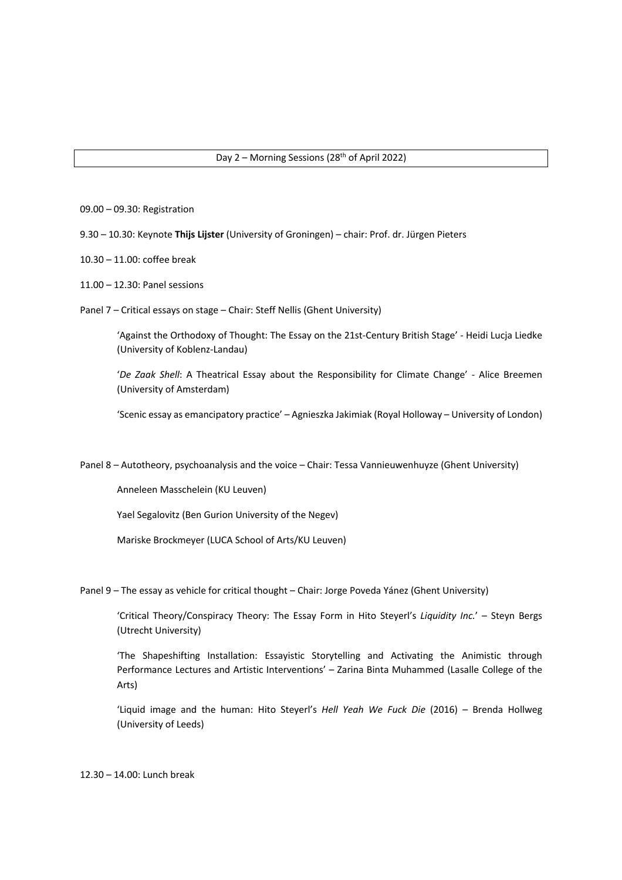## Day 2 – Morning Sessions (28th of April 2022)

09.00 – 09.30: Registration

9.30 – 10.30: Keynote **Thijs Lijster** (University of Groningen) – chair: Prof. dr. Jürgen Pieters

10.30 – 11.00: coffee break

11.00 – 12.30: Panel sessions

Panel 7 – Critical essays on stage – Chair: Steff Nellis (Ghent University)

> 'Against the Orthodoxy of Thought: The Essay on the 21st-Century British Stage' - Heidi Lucja Liedke (University of Koblenz-Landau)
>
> '*De Zaak Shell*: A Theatrical Essay about the Responsibility for Climate Change' - Alice Breemen (University of Amsterdam)
>
> 'Scenic essay as emancipatory practice' – Agnieszka Jakimiak (Royal Holloway – University of London)

Panel 8 – Autotheory, psychoanalysis and the voice – Chair: Tessa Vannieuwenhuyze (Ghent University)

> Anneleen Masschelein (KU Leuven)
>
> Yael Segalovitz (Ben Gurion University of the Negev)
>
> Mariske Brockmeyer (LUCA School of Arts/KU Leuven)

Panel 9 – The essay as vehicle for critical thought – Chair: Jorge Poveda Yánez (Ghent University)

> 'Critical Theory/Conspiracy Theory: The Essay Form in Hito Steyerl's *Liquidity Inc.*' – Steyn Bergs (Utrecht University)
>
> 'The Shapeshifting Installation: Essayistic Storytelling and Activating the Animistic through Performance Lectures and Artistic Interventions' – Zarina Binta Muhammed (Lasalle College of the Arts)
>
> 'Liquid image and the human: Hito Steyerl's *Hell Yeah We Fuck Die* (2016) – Brenda Hollweg (University of Leeds)

12.30 – 14.00: Lunch break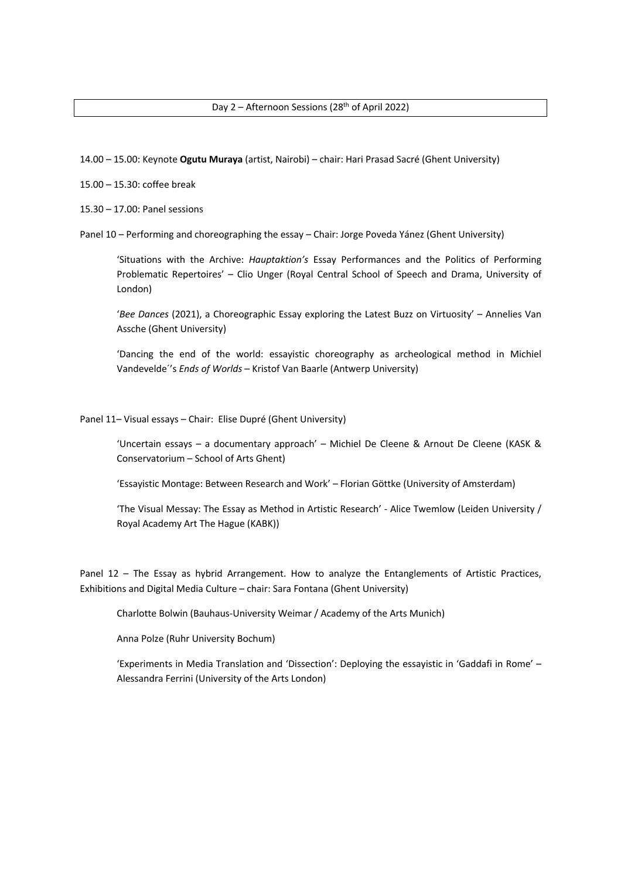## Day 2 – Afternoon Sessions (28th of April 2022)

14.00 – 15.00: Keynote **Ogutu Muraya** (artist, Nairobi) – chair: Hari Prasad Sacré (Ghent University)

15.00 – 15.30: coffee break

15.30 – 17.00: Panel sessions

Panel 10 – Performing and choreographing the essay – Chair: Jorge Poveda Yánez (Ghent University)

> 'Situations with the Archive: *Hauptaktion's* Essay Performances and the Politics of Performing Problematic Repertoires' – Clio Unger (Royal Central School of Speech and Drama, University of London)
>
> '*Bee Dances* (2021), a Choreographic Essay exploring the Latest Buzz on Virtuosity' – Annelies Van Assche (Ghent University)
>
> 'Dancing the end of the world: essayistic choreography as archeological method in Michiel Vandevelde´'s *Ends of Worlds* – Kristof Van Baarle (Antwerp University)

Panel 11– Visual essays – Chair: Elise Dupré (Ghent University)

> 'Uncertain essays – a documentary approach' – Michiel De Cleene & Arnout De Cleene (KASK & Conservatorium – School of Arts Ghent)
>
> 'Essayistic Montage: Between Research and Work' – Florian Göttke (University of Amsterdam)
>
> 'The Visual Messay: The Essay as Method in Artistic Research' - Alice Twemlow (Leiden University / Royal Academy Art The Hague (KABK))

Panel 12 – The Essay as hybrid Arrangement. How to analyze the Entanglements of Artistic Practices, Exhibitions and Digital Media Culture – chair: Sara Fontana (Ghent University)

> Charlotte Bolwin (Bauhaus-University Weimar / Academy of the Arts Munich)
>
> Anna Polze (Ruhr University Bochum)
>
> 'Experiments in Media Translation and 'Dissection': Deploying the essayistic in 'Gaddafi in Rome' – Alessandra Ferrini (University of the Arts London)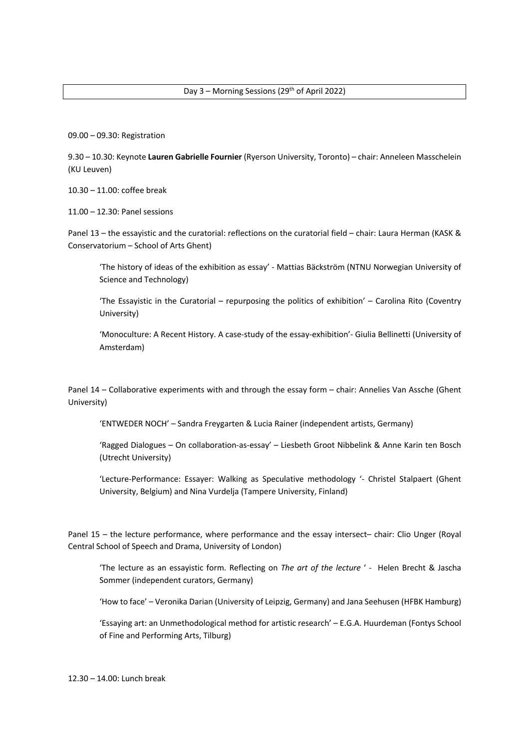## Day 3 – Morning Sessions (29th of April 2022)

09.00 – 09.30: Registration

9.30 – 10.30: Keynote **Lauren Gabrielle Fournier** (Ryerson University, Toronto) – chair: Anneleen Masschelein (KU Leuven)

10.30 – 11.00: coffee break

11.00 – 12.30: Panel sessions

Panel 13 – the essayistic and the curatorial: reflections on the curatorial field – chair: Laura Herman (KASK & Conservatorium – School of Arts Ghent)

> 'The history of ideas of the exhibition as essay' - Mattias Bäckström (NTNU Norwegian University of Science and Technology)
>
> 'The Essayistic in the Curatorial – repurposing the politics of exhibition' – Carolina Rito (Coventry University)
>
> 'Monoculture: A Recent History. A case-study of the essay-exhibition'- Giulia Bellinetti (University of Amsterdam)

Panel 14 – Collaborative experiments with and through the essay form – chair: Annelies Van Assche (Ghent University)

> 'ENTWEDER NOCH' – Sandra Freygarten & Lucia Rainer (independent artists, Germany)
>
> 'Ragged Dialogues – On collaboration-as-essay' – Liesbeth Groot Nibbelink & Anne Karin ten Bosch (Utrecht University)
>
> 'Lecture-Performance: Essayer: Walking as Speculative methodology '- Christel Stalpaert (Ghent University, Belgium) and Nina Vurdelja (Tampere University, Finland)

Panel 15 – the lecture performance, where performance and the essay intersect– chair: Clio Unger (Royal Central School of Speech and Drama, University of London)

> 'The lecture as an essayistic form. Reflecting on *The art of the lecture* ' - Helen Brecht & Jascha Sommer (independent curators, Germany)
>
> 'How to face' – Veronika Darian (University of Leipzig, Germany) and Jana Seehusen (HFBK Hamburg)
>
> 'Essaying art: an Unmethodological method for artistic research' – E.G.A. Huurdeman (Fontys School of Fine and Performing Arts, Tilburg)

12.30 – 14.00: Lunch break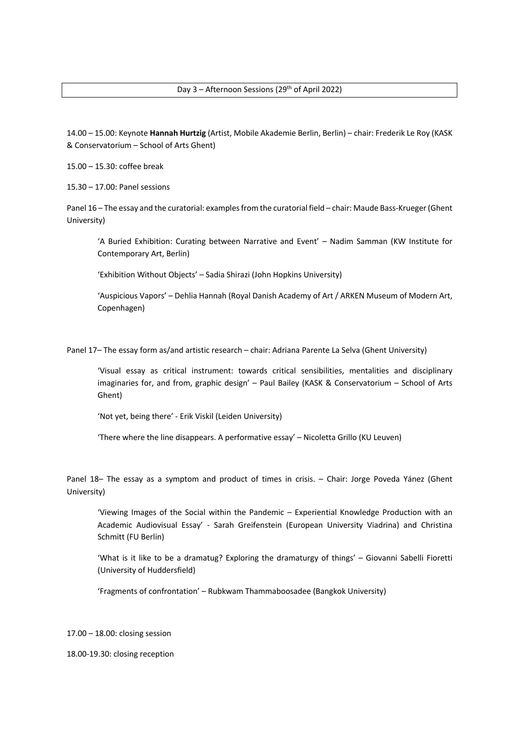## Day 3 – Afternoon Sessions (29th of April 2022)

14.00 – 15.00: Keynote **Hannah Hurtzig** (Artist, Mobile Akademie Berlin, Berlin) – chair: Frederik Le Roy (KASK & Conservatorium – School of Arts Ghent)

15.00 – 15.30: coffee break

15.30 – 17.00: Panel sessions

Panel 16 – The essay and the curatorial: examples from the curatorial field – chair: Maude Bass-Krueger (Ghent University)

> 'A Buried Exhibition: Curating between Narrative and Event' – Nadim Samman (KW Institute for Contemporary Art, Berlin)
>
> 'Exhibition Without Objects' – Sadia Shirazi (John Hopkins University)
>
> 'Auspicious Vapors' – Dehlia Hannah (Royal Danish Academy of Art / ARKEN Museum of Modern Art, Copenhagen)

Panel 17– The essay form as/and artistic research – chair: Adriana Parente La Selva (Ghent University)

> 'Visual essay as critical instrument: towards critical sensibilities, mentalities and disciplinary imaginaries for, and from, graphic design' – Paul Bailey (KASK & Conservatorium – School of Arts Ghent)
>
> 'Not yet, being there' - Erik Viskil (Leiden University)
>
> 'There where the line disappears. A performative essay' – Nicoletta Grillo (KU Leuven)

Panel 18– The essay as a symptom and product of times in crisis. – Chair: Jorge Poveda Yánez (Ghent University)

> 'Viewing Images of the Social within the Pandemic – Experiential Knowledge Production with an Academic Audiovisual Essay' - Sarah Greifenstein (European University Viadrina) and Christina Schmitt (FU Berlin)
>
> 'What is it like to be a dramatug? Exploring the dramaturgy of things' – Giovanni Sabelli Fioretti (University of Huddersfield)
>
> 'Fragments of confrontation' – Rubkwam Thammaboosadee (Bangkok University)

17.00 – 18.00: closing session

18.00-19.30: closing reception